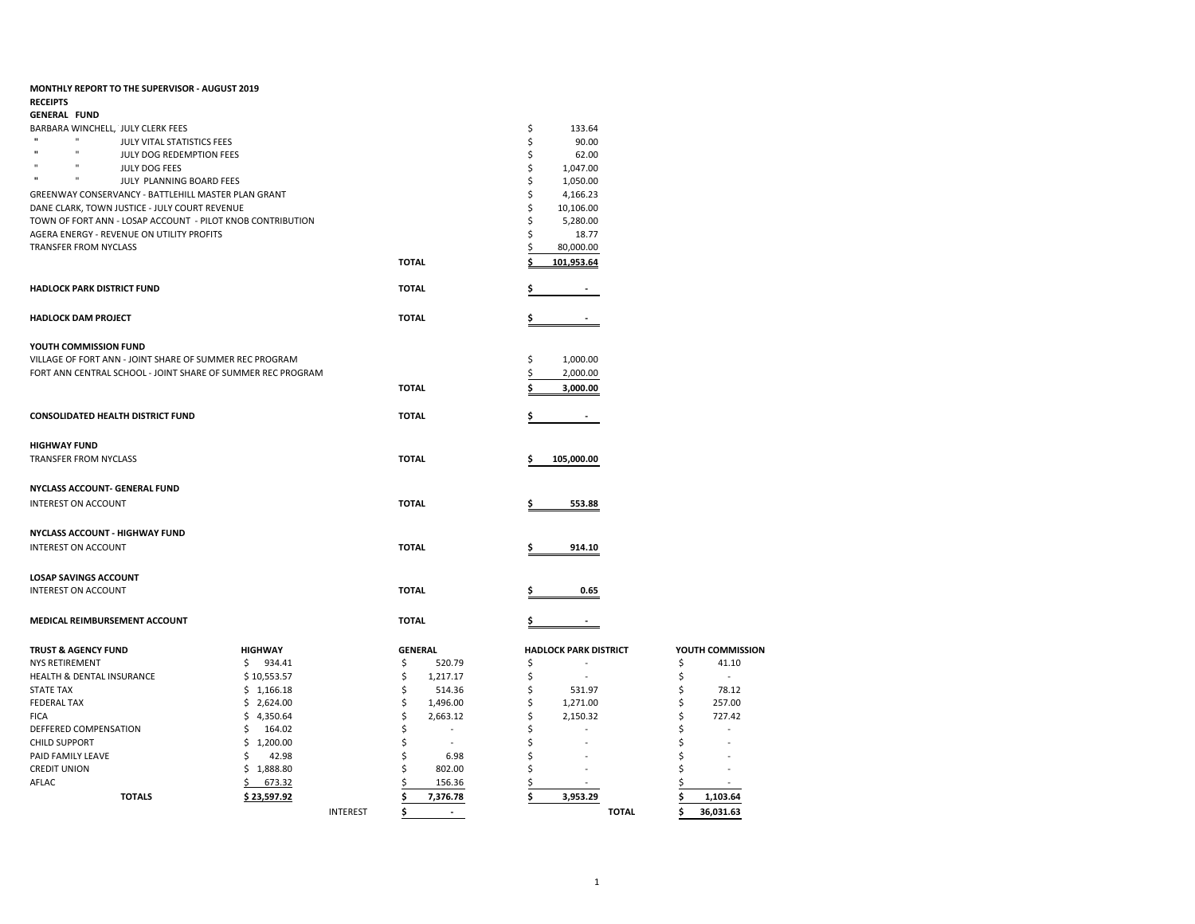**MONTHLY REPORT TO THE SUPERVISOR - AUGUST 2019**

**RECEIPTS**

**GENERAL FUND**

| | | |
|---|---|---|
| BARBARA WINCHELL, JULY CLERK FEES | | $ 133.64 |
| " " JULY VITAL STATISTICS FEES | | $ 90.00 |
| " " JULY DOG REDEMPTION FEES | | $ 62.00 |
| " " JULY DOG FEES | | $ 1,047.00 |
| " " JULY PLANNING BOARD FEES | | $ 1,050.00 |
| GREENWAY CONSERVANCY - BATTLEHILL MASTER PLAN GRANT | | $ 4,166.23 |
| DANE CLARK, TOWN JUSTICE - JULY COURT REVENUE | | $ 10,106.00 |
| TOWN OF FORT ANN - LOSAP ACCOUNT - PILOT KNOB CONTRIBUTION | | $ 5,280.00 |
| AGERA ENERGY - REVENUE ON UTILITY PROFITS | | $ 18.77 |
| TRANSFER FROM NYCLASS | | $ 80,000.00 |
| | **TOTAL** | **$ 101,953.64** |

| | | |
|---|---|---|
| **HADLOCK PARK DISTRICT FUND** | **TOTAL** | **$ -** |
| **HADLOCK DAM PROJECT** | **TOTAL** | **$ -** |

**YOUTH COMMISSION FUND**

| | | |
|---|---|---|
| VILLAGE OF FORT ANN - JOINT SHARE OF SUMMER REC PROGRAM | | $ 1,000.00 |
| FORT ANN CENTRAL SCHOOL - JOINT SHARE OF SUMMER REC PROGRAM | | $ 2,000.00 |
| | **TOTAL** | **$ 3,000.00** |

| | | |
|---|---|---|
| **CONSOLIDATED HEALTH DISTRICT FUND** | **TOTAL** | **$ -** |

**HIGHWAY FUND**

| | | |
|---|---|---|
| TRANSFER FROM NYCLASS | **TOTAL** | **$ 105,000.00** |

**NYCLASS ACCOUNT- GENERAL FUND**

| | | |
|---|---|---|
| INTEREST ON ACCOUNT | **TOTAL** | **$ 553.88** |

**NYCLASS ACCOUNT - HIGHWAY FUND**

| | | |
|---|---|---|
| INTEREST ON ACCOUNT | **TOTAL** | **$ 914.10** |

**LOSAP SAVINGS ACCOUNT**

| | | |
|---|---|---|
| INTEREST ON ACCOUNT | **TOTAL** | **$ 0.65** |

| | | |
|---|---|---|
| **MEDICAL REIMBURSEMENT ACCOUNT** | **TOTAL** | **$ -** |

| **TRUST & AGENCY FUND** | **HIGHWAY** | | **GENERAL** | **HADLOCK PARK DISTRICT** | | **YOUTH COMMISSION** |
|---|---|---|---|---|---|---|
| NYS RETIREMENT | $ 934.41 | | $ 520.79 | $ - | | $ 41.10 |
| HEALTH & DENTAL INSURANCE | $ 10,553.57 | | $ 1,217.17 | $ - | | $ - |
| STATE TAX | $ 1,166.18 | | $ 514.36 | $ 531.97 | | $ 78.12 |
| FEDERAL TAX | $ 2,624.00 | | $ 1,496.00 | $ 1,271.00 | | $ 257.00 |
| FICA | $ 4,350.64 | | $ 2,663.12 | $ 2,150.32 | | $ 727.42 |
| DEFFERED COMPENSATION | $ 164.02 | | $ - | $ - | | $ - |
| CHILD SUPPORT | $ 1,200.00 | | $ - | $ - | | $ - |
| PAID FAMILY LEAVE | $ 42.98 | | $ 6.98 | $ - | | $ - |
| CREDIT UNION | $ 1,888.80 | | $ 802.00 | $ - | | $ - |
| AFLAC | $ 673.32 | | $ 156.36 | $ - | | $ - |
| **TOTALS** | **$ 23,597.92** | | **$ 7,376.78** | **$ 3,953.29** | | **$ 1,103.64** |
| | | INTEREST | **$ -** | | **TOTAL** | **$ 36,031.63** |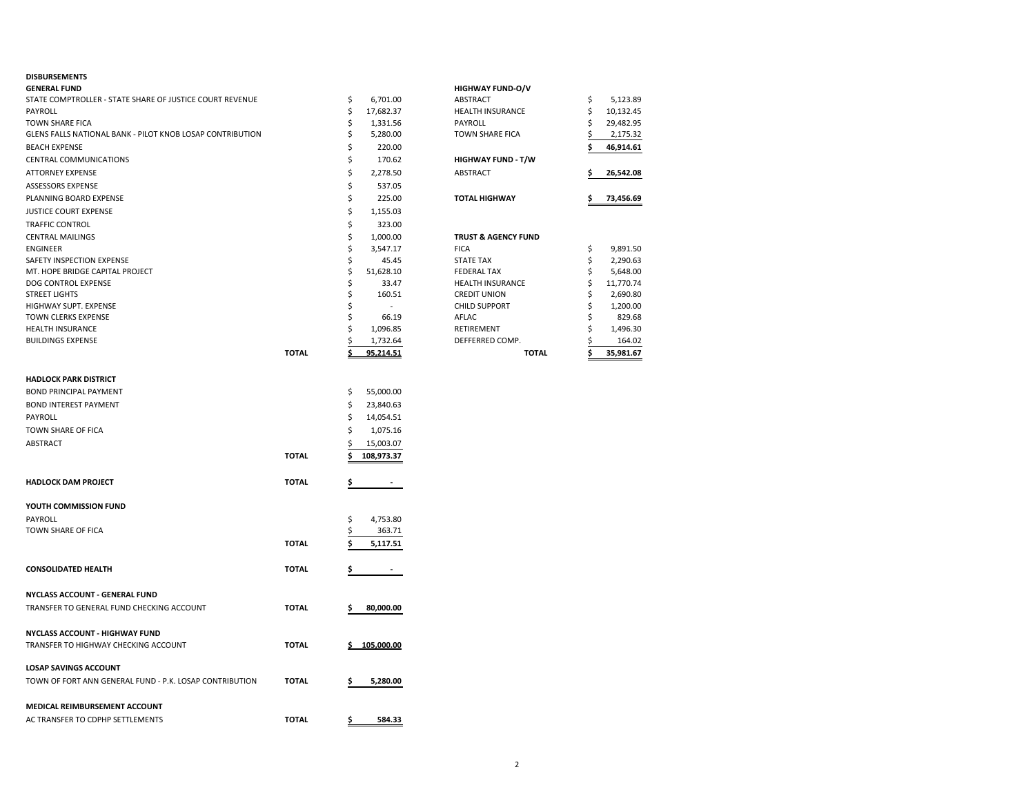## DISBURSEMENTS

### GENERAL FUND

| Item | | Amount |
|---|---|---|
| STATE COMPTROLLER - STATE SHARE OF JUSTICE COURT REVENUE | | $ 6,701.00 |
| PAYROLL | | $ 17,682.37 |
| TOWN SHARE FICA | | $ 1,331.56 |
| GLENS FALLS NATIONAL BANK - PILOT KNOB LOSAP CONTRIBUTION | | $ 5,280.00 |
| BEACH EXPENSE | | $ 220.00 |
| CENTRAL COMMUNICATIONS | | $ 170.62 |
| ATTORNEY EXPENSE | | $ 2,278.50 |
| ASSESSORS EXPENSE | | $ 537.05 |
| PLANNING BOARD EXPENSE | | $ 225.00 |
| JUSTICE COURT EXPENSE | | $ 1,155.03 |
| TRAFFIC CONTROL | | $ 323.00 |
| CENTRAL MAILINGS | | $ 1,000.00 |
| ENGINEER | | $ 3,547.17 |
| SAFETY INSPECTION EXPENSE | | $ 45.45 |
| MT. HOPE BRIDGE CAPITAL PROJECT | | $ 51,628.10 |
| DOG CONTROL EXPENSE | | $ 33.47 |
| STREET LIGHTS | | $ 160.51 |
| HIGHWAY SUPT. EXPENSE | | $ - |
| TOWN CLERKS EXPENSE | | $ 66.19 |
| HEALTH INSURANCE | | $ 1,096.85 |
| BUILDINGS EXPENSE | | $ 1,732.64 |
| | **TOTAL** | **$ 95,214.51** |

### HADLOCK PARK DISTRICT

| Item | | Amount |
|---|---|---|
| BOND PRINCIPAL PAYMENT | | $ 55,000.00 |
| BOND INTEREST PAYMENT | | $ 23,840.63 |
| PAYROLL | | $ 14,054.51 |
| TOWN SHARE OF FICA | | $ 1,075.16 |
| ABSTRACT | | $ 15,003.07 |
| | **TOTAL** | **$ 108,973.37** |

### HADLOCK DAM PROJECT

| | | |
|---|---|---|
| **HADLOCK DAM PROJECT** | **TOTAL** | **$ -** |

### YOUTH COMMISSION FUND

| Item | | Amount |
|---|---|---|
| PAYROLL | | $ 4,753.80 |
| TOWN SHARE OF FICA | | $ 363.71 |
| | **TOTAL** | **$ 5,117.51** |

### CONSOLIDATED HEALTH

| | | |
|---|---|---|
| **CONSOLIDATED HEALTH** | **TOTAL** | **$ -** |

### NYCLASS ACCOUNT - GENERAL FUND

| | | |
|---|---|---|
| TRANSFER TO GENERAL FUND CHECKING ACCOUNT | **TOTAL** | **$ 80,000.00** |

### NYCLASS ACCOUNT - HIGHWAY FUND

| | | |
|---|---|---|
| TRANSFER TO HIGHWAY CHECKING ACCOUNT | **TOTAL** | **$ 105,000.00** |

### LOSAP SAVINGS ACCOUNT

| | | |
|---|---|---|
| TOWN OF FORT ANN GENERAL FUND - P.K. LOSAP CONTRIBUTION | **TOTAL** | **$ 5,280.00** |

### MEDICAL REIMBURSEMENT ACCOUNT

| | | |
|---|---|---|
| AC TRANSFER TO CDPHP SETTLEMENTS | **TOTAL** | **$ 584.33** |

### HIGHWAY FUND-O/V

| Item | Amount |
|---|---|
| ABSTRACT | $ 5,123.89 |
| HEALTH INSURANCE | $ 10,132.45 |
| PAYROLL | $ 29,482.95 |
| TOWN SHARE FICA | $ 2,175.32 |
| | **$ 46,914.61** |

### HIGHWAY FUND - T/W

| Item | Amount |
|---|---|
| ABSTRACT | **$ 26,542.08** |
| **TOTAL HIGHWAY** | **$ 73,456.69** |

### TRUST & AGENCY FUND

| Item | Amount |
|---|---|
| FICA | $ 9,891.50 |
| STATE TAX | $ 2,290.63 |
| FEDERAL TAX | $ 5,648.00 |
| HEALTH INSURANCE | $ 11,770.74 |
| CREDIT UNION | $ 2,690.80 |
| CHILD SUPPORT | $ 1,200.00 |
| AFLAC | $ 829.68 |
| RETIREMENT | $ 1,496.30 |
| DEFFERRED COMP. | $ 164.02 |
| **TOTAL** | **$ 35,981.67** |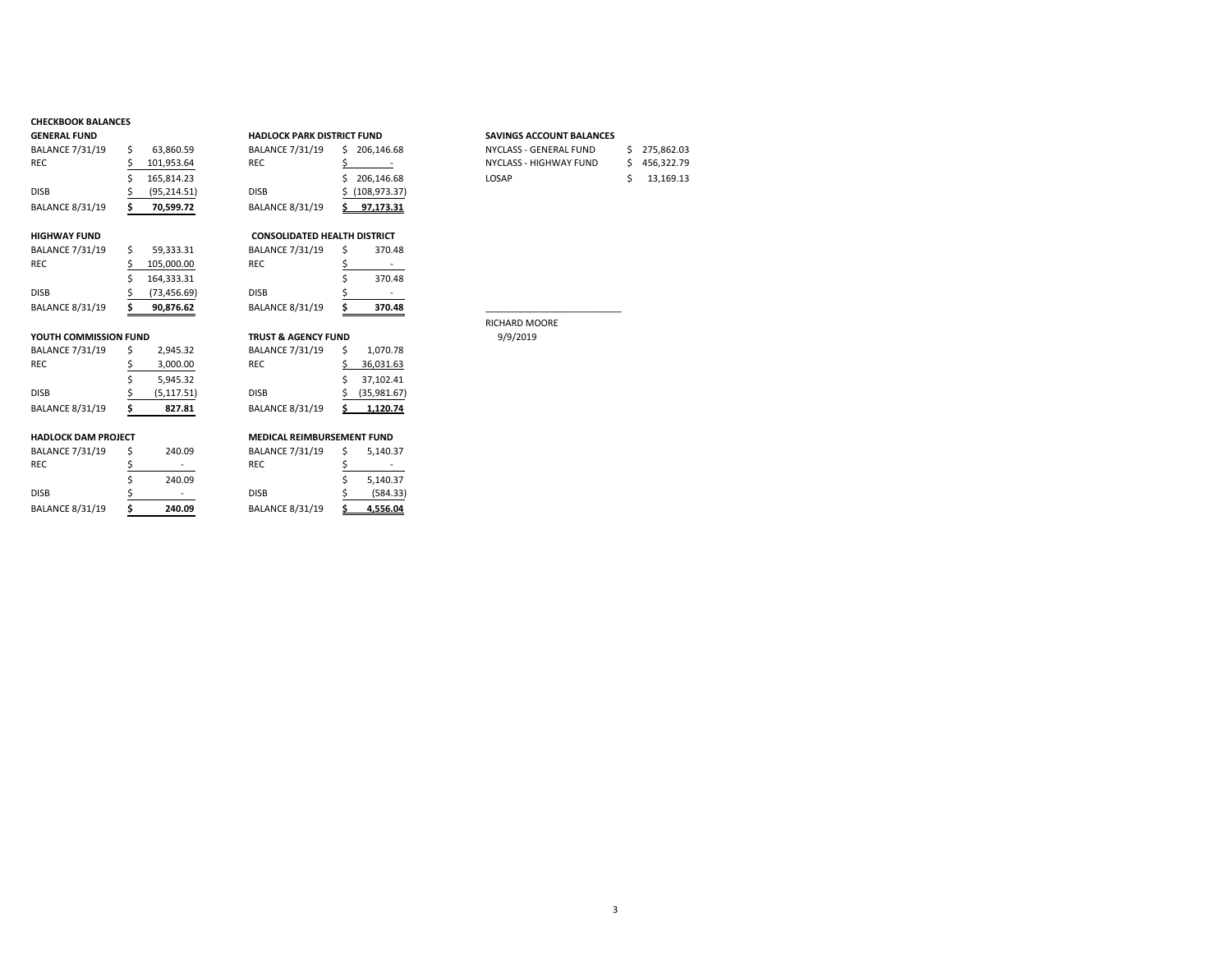**CHECKBOOK BALANCES**

**GENERAL FUND**

| | | |
|---|---|---|
| BALANCE 7/31/19 | $ | 63,860.59 |
| REC | $ | 101,953.64 |
| | $ | 165,814.23 |
| DISB | $ | (95,214.51) |
| BALANCE 8/31/19 | **$** | **70,599.72** |

**HIGHWAY FUND**

| | | |
|---|---|---|
| BALANCE 7/31/19 | $ | 59,333.31 |
| REC | $ | 105,000.00 |
| | $ | 164,333.31 |
| DISB | $ | (73,456.69) |
| BALANCE 8/31/19 | **$** | **90,876.62** |

**YOUTH COMMISSION FUND**

| | | |
|---|---|---|
| BALANCE 7/31/19 | $ | 2,945.32 |
| REC | $ | 3,000.00 |
| | $ | 5,945.32 |
| DISB | $ | (5,117.51) |
| BALANCE 8/31/19 | **$** | **827.81** |

**HADLOCK DAM PROJECT**

| | | |
|---|---|---|
| BALANCE 7/31/19 | $ | 240.09 |
| REC | $ | - |
| | $ | 240.09 |
| DISB | $ | - |
| BALANCE 8/31/19 | **$** | **240.09** |

**HADLOCK PARK DISTRICT FUND**

| | | |
|---|---|---|
| BALANCE 7/31/19 | $ | 206,146.68 |
| REC | $ | - |
| | $ | 206,146.68 |
| DISB | $ | (108,973.37) |
| BALANCE 8/31/19 | **$** | **97,173.31** |

**CONSOLIDATED HEALTH DISTRICT**

| | | |
|---|---|---|
| BALANCE 7/31/19 | $ | 370.48 |
| REC | $ | - |
| | $ | 370.48 |
| DISB | $ | - |
| BALANCE 8/31/19 | **$** | **370.48** |

**TRUST & AGENCY FUND**

| | | |
|---|---|---|
| BALANCE 7/31/19 | $ | 1,070.78 |
| REC | $ | 36,031.63 |
| | $ | 37,102.41 |
| DISB | $ | (35,981.67) |
| BALANCE 8/31/19 | **$** | **1,120.74** |

**MEDICAL REIMBURSEMENT FUND**

| | | |
|---|---|---|
| BALANCE 7/31/19 | $ | 5,140.37 |
| REC | $ | - |
| | $ | 5,140.37 |
| DISB | $ | (584.33) |
| BALANCE 8/31/19 | **$** | **4,556.04** |

**SAVINGS ACCOUNT BALANCES**

| | | |
|---|---|---|
| NYCLASS - GENERAL FUND | $ | 275,862.03 |
| NYCLASS - HIGHWAY FUND | $ | 456,322.79 |
| LOSAP | $ | 13,169.13 |

\_\_\_\_\_\_\_\_\_\_\_\_\_\_\_\_\_\_\_\_\_\_\_\_\_\_\_\_

RICHARD MOORE

9/9/2019